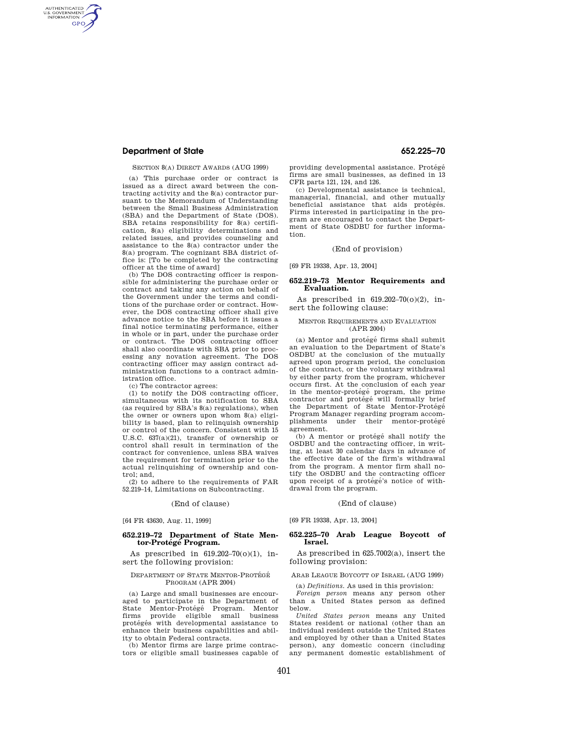SECTION 8(A) DIRECT AWARDS (AUG 1999)

(a) This purchase order or contract is issued as a direct award between the contracting activity and the 8(a) contractor pursuant to the Memorandum of Understanding between the Small Business Administration (SBA) and the Department of State (DOS). SBA retains responsibility for 8(a) certification, 8(a) eligibility determinations and related issues, and provides counseling and assistance to the 8(a) contractor under the 8(a) program. The cognizant SBA district office is: [To be completed by the contracting officer at the time of award]

(b) The DOS contracting officer is responsible for administering the purchase order or contract and taking any action on behalf of the Government under the terms and conditions of the purchase order or contract. However, the DOS contracting officer shall give advance notice to the SBA before it issues a final notice terminating performance, either in whole or in part, under the purchase order or contract. The DOS contracting officer shall also coordinate with SBA prior to processing any novation agreement. The DOS contracting officer may assign contract administration functions to a contract administration office.

(c) The contractor agrees:

(1) to notify the DOS contracting officer, simultaneous with its notification to SBA (as required by SBA's 8(a) regulations), when the owner or owners upon whom 8(a) eligibility is based, plan to relinquish ownership or control of the concern. Consistent with 15 U.S.C. 637(a)(21), transfer of ownership or control shall result in termination of the contract for convenience, unless SBA waives the requirement for termination prior to the actual relinquishing of ownership and control; and,

(2) to adhere to the requirements of FAR 52.219–14, Limitations on Subcontracting.

(End of clause)

[64 FR 43630, Aug. 11, 1999]

### 652.219–72 Department of State Mentor-Protégé Program.

As prescribed in 619.202–70(o)(1), insert the following provision:

DEPARTMENT OF STATE MENTOR-PROTÉGÉ PROGRAM (APR 2004)

(a) Large and small businesses are encouraged to participate in the Department of State Mentor-Protégé Program. Mentor firms provide eligible small business protégés with developmental assistance to enhance their business capabilities and ability to obtain Federal contracts.

(b) Mentor firms are large prime contractors or eligible small businesses capable of providing developmental assistance. Protégé firms are small businesses, as defined in 13 CFR parts 121, 124, and 126.

(c) Developmental assistance is technical, managerial, financial, and other mutually beneficial assistance that aids protégés. Firms interested in participating in the program are encouraged to contact the Department of State OSDBU for further information.

(End of provision)

[69 FR 19338, Apr. 13, 2004]

### 652.219–73 Mentor Requirements and Evaluation.

As prescribed in 619.202–70(o)(2), insert the following clause:

MENTOR REQUIREMENTS AND EVALUATION (APR 2004)

(a) Mentor and protégé firms shall submit an evaluation to the Department of State's OSDBU at the conclusion of the mutually agreed upon program period, the conclusion of the contract, or the voluntary withdrawal by either party from the program, whichever occurs first. At the conclusion of each year in the mentor-protégé program, the prime contractor and protégé will formally brief the Department of State Mentor-Protégé Program Manager regarding program accomplishments under their mentor-protégé agreement.

(b) A mentor or protégé shall notify the OSDBU and the contracting officer, in writing, at least 30 calendar days in advance of the effective date of the firm's withdrawal from the program. A mentor firm shall notify the OSDBU and the contracting officer upon receipt of a protégé's notice of withdrawal from the program.

(End of clause)

[69 FR 19338, Apr. 13, 2004]

### 652.225–70 Arab League Boycott of Israel.

As prescribed in 625.7002(a), insert the following provision:

ARAB LEAGUE BOYCOTT OF ISRAEL (AUG 1999)

(a) *Definitions*. As used in this provision:

*Foreign person* means any person other than a United States person as defined below.

*United States person* means any United States resident or national (other than an individual resident outside the United States and employed by other than a United States person), any domestic concern (including any permanent domestic establishment of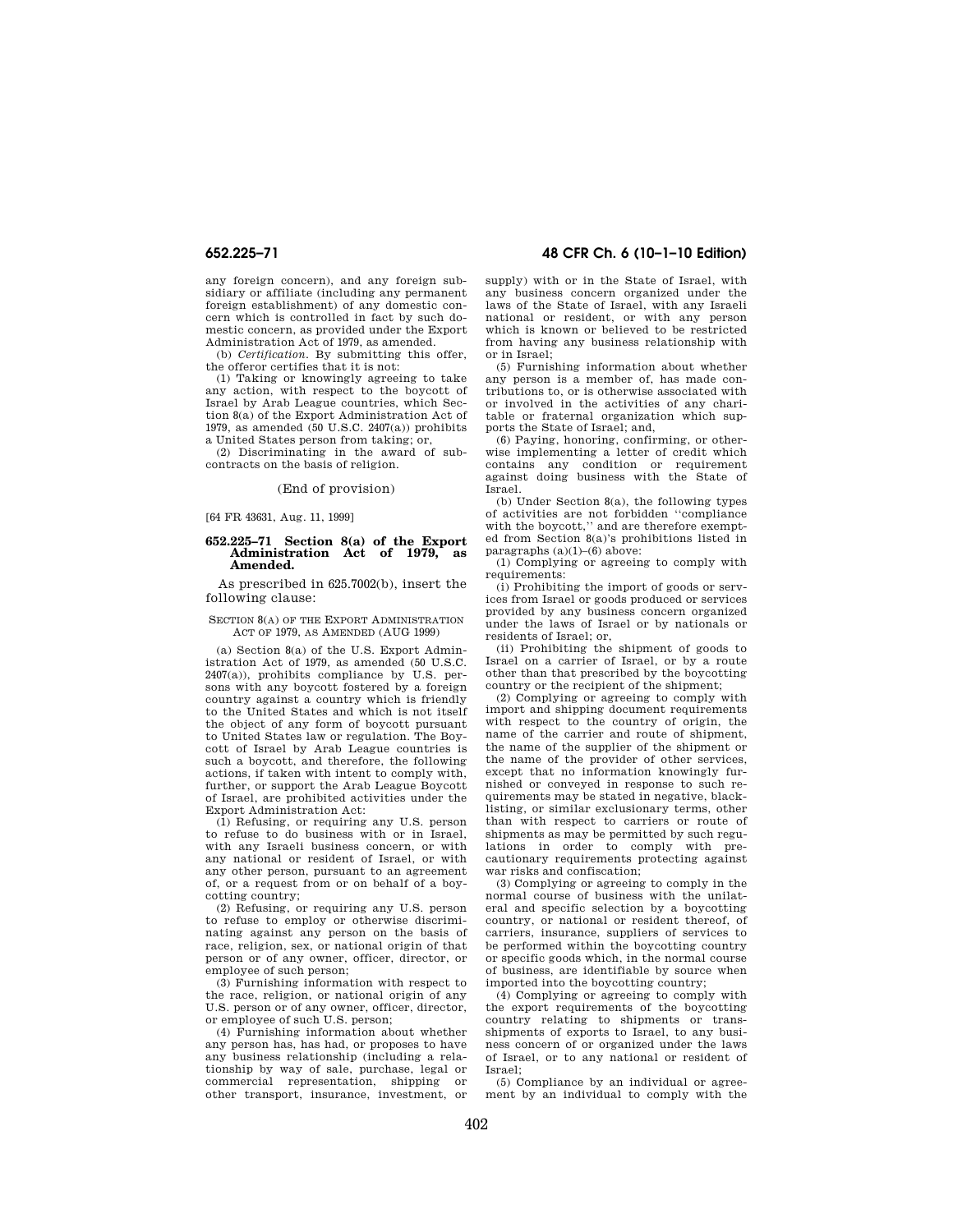any foreign concern), and any foreign subsidiary or affiliate (including any permanent foreign establishment) of any domestic concern which is controlled in fact by such domestic concern, as provided under the Export Administration Act of 1979, as amended.

(b) *Certification.* By submitting this offer, the offeror certifies that it is not:

(1) Taking or knowingly agreeing to take any action, with respect to the boycott of Israel by Arab League countries, which Section 8(a) of the Export Administration Act of 1979, as amended (50 U.S.C. 2407(a)) prohibits a United States person from taking; or,

(2) Discriminating in the award of subcontracts on the basis of religion.

(End of provision)

[64 FR 43631, Aug. 11, 1999]

### 652.225–71 Section 8(a) of the Export Administration Act of 1979, as Amended.

As prescribed in 625.7002(b), insert the following clause:

SECTION 8(A) OF THE EXPORT ADMINISTRATION ACT OF 1979, AS AMENDED (AUG 1999)

(a) Section 8(a) of the U.S. Export Administration Act of 1979, as amended (50 U.S.C. 2407(a)), prohibits compliance by U.S. persons with any boycott fostered by a foreign country against a country which is friendly to the United States and which is not itself the object of any form of boycott pursuant to United States law or regulation. The Boycott of Israel by Arab League countries is such a boycott, and therefore, the following actions, if taken with intent to comply with, further, or support the Arab League Boycott of Israel, are prohibited activities under the Export Administration Act:

(1) Refusing, or requiring any U.S. person to refuse to do business with or in Israel, with any Israeli business concern, or with any national or resident of Israel, or with any other person, pursuant to an agreement of, or a request from or on behalf of a boycotting country;

(2) Refusing, or requiring any U.S. person to refuse to employ or otherwise discriminating against any person on the basis of race, religion, sex, or national origin of that person or of any owner, officer, director, or employee of such person;

(3) Furnishing information with respect to the race, religion, or national origin of any U.S. person or of any owner, officer, director, or employee of such U.S. person;

(4) Furnishing information about whether any person has, has had, or proposes to have any business relationship (including a relationship by way of sale, purchase, legal or commercial representation, shipping or other transport, insurance, investment, or supply) with or in the State of Israel, with any business concern organized under the laws of the State of Israel, with any Israeli national or resident, or with any person which is known or believed to be restricted from having any business relationship with or in Israel;

(5) Furnishing information about whether any person is a member of, has made contributions to, or is otherwise associated with or involved in the activities of any charitable or fraternal organization which supports the State of Israel; and,

(6) Paying, honoring, confirming, or otherwise implementing a letter of credit which contains any condition or requirement against doing business with the State of Israel.

(b) Under Section 8(a), the following types of activities are not forbidden ''compliance with the boycott,'' and are therefore exempted from Section 8(a)'s prohibitions listed in paragraphs (a)(1)–(6) above:

(1) Complying or agreeing to comply with requirements:

(i) Prohibiting the import of goods or services from Israel or goods produced or services provided by any business concern organized under the laws of Israel or by nationals or residents of Israel; or,

(ii) Prohibiting the shipment of goods to Israel on a carrier of Israel, or by a route other than that prescribed by the boycotting country or the recipient of the shipment;

(2) Complying or agreeing to comply with import and shipping document requirements with respect to the country of origin, the name of the carrier and route of shipment, the name of the supplier of the shipment or the name of the provider of other services, except that no information knowingly furnished or conveyed in response to such requirements may be stated in negative, blacklisting, or similar exclusionary terms, other than with respect to carriers or route of shipments as may be permitted by such regulations in order to comply with precautionary requirements protecting against war risks and confiscation;

(3) Complying or agreeing to comply in the normal course of business with the unilateral and specific selection by a boycotting country, or national or resident thereof, of carriers, insurance, suppliers of services to be performed within the boycotting country or specific goods which, in the normal course of business, are identifiable by source when imported into the boycotting country;

(4) Complying or agreeing to comply with the export requirements of the boycotting country relating to shipments or transshipments of exports to Israel, to any business concern of or organized under the laws of Israel, or to any national or resident of Israel;

(5) Compliance by an individual or agreement by an individual to comply with the